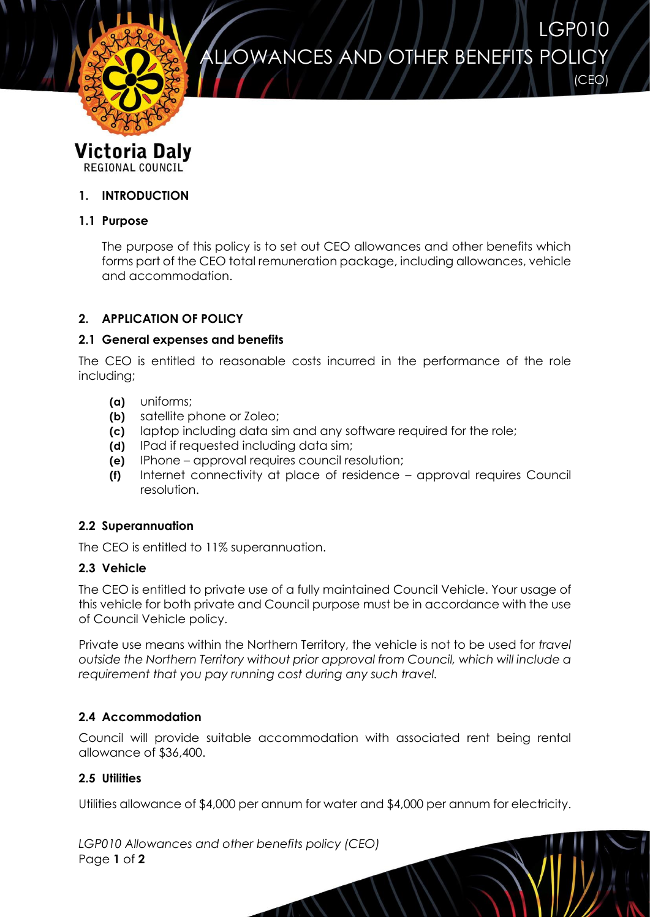# LGP010 ALLOWANCES AND OTHER BENEFITS POLICY (CEO)

Victoria Daly REGIONAL COUNCIL

## 1. INTRODUCTION

### 1.1 Purpose

The purpose of this policy is to set out CEO allowances and other benefits which forms part of the CEO total remuneration package, including allowances, vehicle and accommodation.

## 2. APPLICATION OF POLICY

### 2.1 General expenses and benefits

The CEO is entitled to reasonable costs incurred in the performance of the role including;

- **(a)** uniforms;
- **(b)** satellite phone or Zoleo;
- **(c)** laptop including data sim and any software required for the role;
- **(d)** IPad if requested including data sim;
- **(e)** IPhone – approval requires council resolution;
- **(f)** Internet connectivity at place of residence – approval requires Council resolution.

### 2.2 Superannuation

The CEO is entitled to 11% superannuation.

### 2.3 Vehicle

The CEO is entitled to private use of a fully maintained Council Vehicle. Your usage of this vehicle for both private and Council purpose must be in accordance with the use of Council Vehicle policy.

Private use means within the Northern Territory, the vehicle is not to be used for *travel outside the Northern Territory without prior approval from Council, which will include a requirement that you pay running cost during any such travel.*

### 2.4 Accommodation

Council will provide suitable accommodation with associated rent being rental allowance of $36,400.

### 2.5 Utilities

Utilities allowance of $4,000 per annum for water and $4,000 per annum for electricity.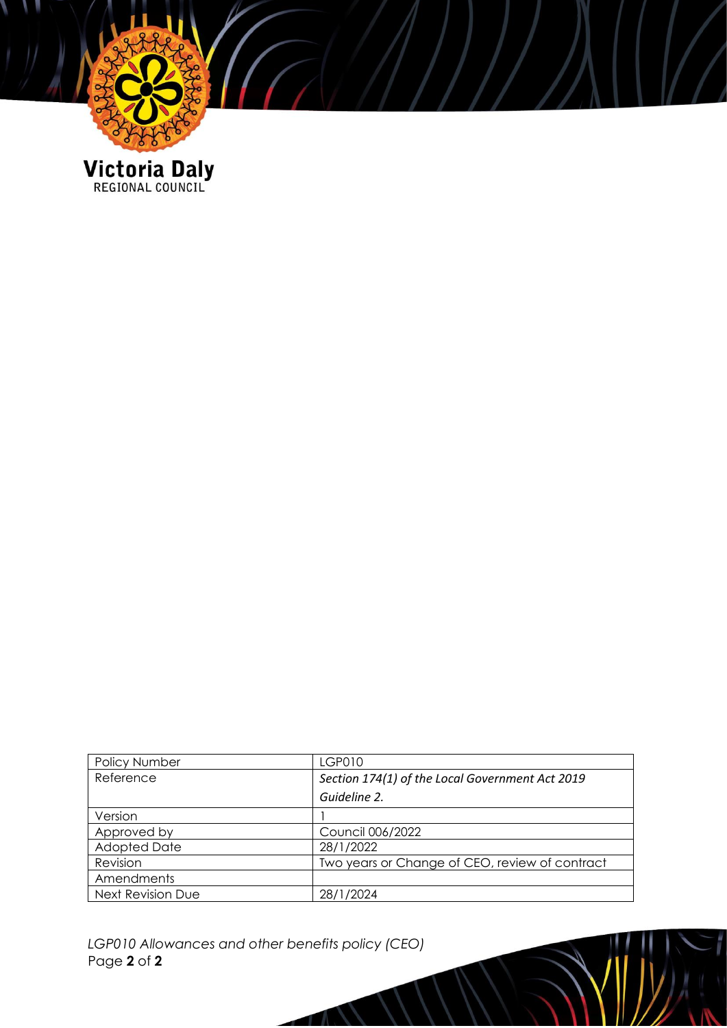| | |
|---|---|
| Policy Number | LGP010 |
| Reference | *Section 174(1) of the Local Government Act 2019 Guideline 2.* |
| Version | 1 |
| Approved by | Council 006/2022 |
| Adopted Date | 28/1/2022 |
| Revision | Two years or Change of CEO, review of contract |
| Amendments | |
| Next Revision Due | 28/1/2024 |